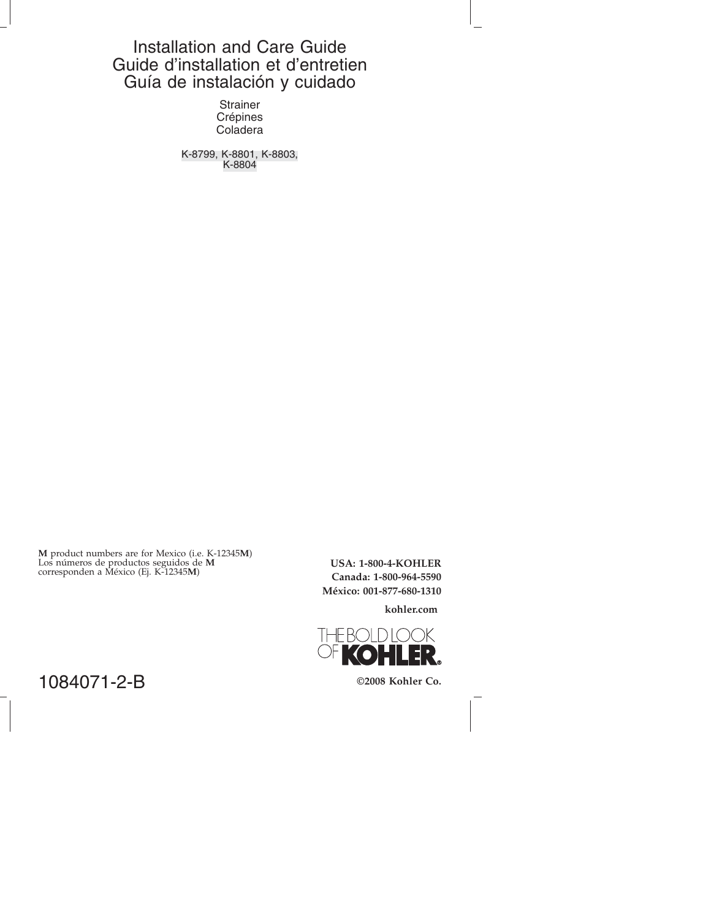# Installation and Care Guide
# Guide d'installation et d'entretien
# Guía de instalación y cuidado

Strainer
Crépines
Coladera

K-8799, K-8801, K-8803, K-8804

**M** product numbers are for Mexico (i.e. K-12345**M**)
Los números de productos seguidos de **M** corresponden a México (Ej. K-12345**M**)

**USA: 1-800-4-KOHLER**
**Canada: 1-800-964-5590**
**México: 001-877-680-1310**

**kohler.com**

THE BOLD LOOK OF KOHLER®

1084071-2-B

**©2008 Kohler Co.**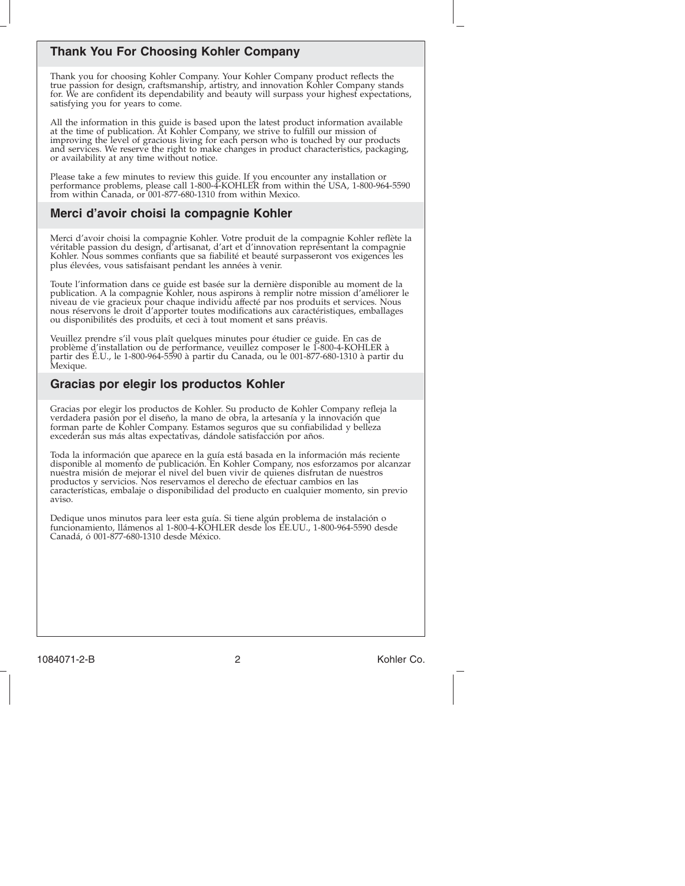## Thank You For Choosing Kohler Company

Thank you for choosing Kohler Company. Your Kohler Company product reflects the true passion for design, craftsmanship, artistry, and innovation Kohler Company stands for. We are confident its dependability and beauty will surpass your highest expectations, satisfying you for years to come.

All the information in this guide is based upon the latest product information available at the time of publication. At Kohler Company, we strive to fulfill our mission of improving the level of gracious living for each person who is touched by our products and services. We reserve the right to make changes in product characteristics, packaging, or availability at any time without notice.

Please take a few minutes to review this guide. If you encounter any installation or performance problems, please call 1-800-4-KOHLER from within the USA, 1-800-964-5590 from within Canada, or 001-877-680-1310 from within Mexico.

## Merci d'avoir choisi la compagnie Kohler

Merci d'avoir choisi la compagnie Kohler. Votre produit de la compagnie Kohler reflète la véritable passion du design, d'artisanat, d'art et d'innovation représentant la compagnie Kohler. Nous sommes confiants que sa fiabilité et beauté surpasseront vos exigences les plus élevées, vous satisfaisant pendant les années à venir.

Toute l'information dans ce guide est basée sur la dernière disponible au moment de la publication. A la compagnie Kohler, nous aspirons à remplir notre mission d'améliorer le niveau de vie gracieux pour chaque individu affecté par nos produits et services. Nous nous réservons le droit d'apporter toutes modifications aux caractéristiques, emballages ou disponibilités des produits, et ceci à tout moment et sans préavis.

Veuillez prendre s'il vous plaît quelques minutes pour étudier ce guide. En cas de problème d'installation ou de performance, veuillez composer le 1-800-4-KOHLER à partir des É.U., le 1-800-964-5590 à partir du Canada, ou le 001-877-680-1310 à partir du Mexique.

## Gracias por elegir los productos Kohler

Gracias por elegir los productos de Kohler. Su producto de Kohler Company refleja la verdadera pasión por el diseño, la mano de obra, la artesanía y la innovación que forman parte de Kohler Company. Estamos seguros que su confiabilidad y belleza excederán sus más altas expectativas, dándole satisfacción por años.

Toda la información que aparece en la guía está basada en la información más reciente disponible al momento de publicación. En Kohler Company, nos esforzamos por alcanzar nuestra misión de mejorar el nivel del buen vivir de quienes disfrutan de nuestros productos y servicios. Nos reservamos el derecho de efectuar cambios en las características, embalaje o disponibilidad del producto en cualquier momento, sin previo aviso.

Dedique unos minutos para leer esta guía. Si tiene algún problema de instalación o funcionamiento, llámenos al 1-800-4-KOHLER desde los EE.UU., 1-800-964-5590 desde Canadá, ó 001-877-680-1310 desde México.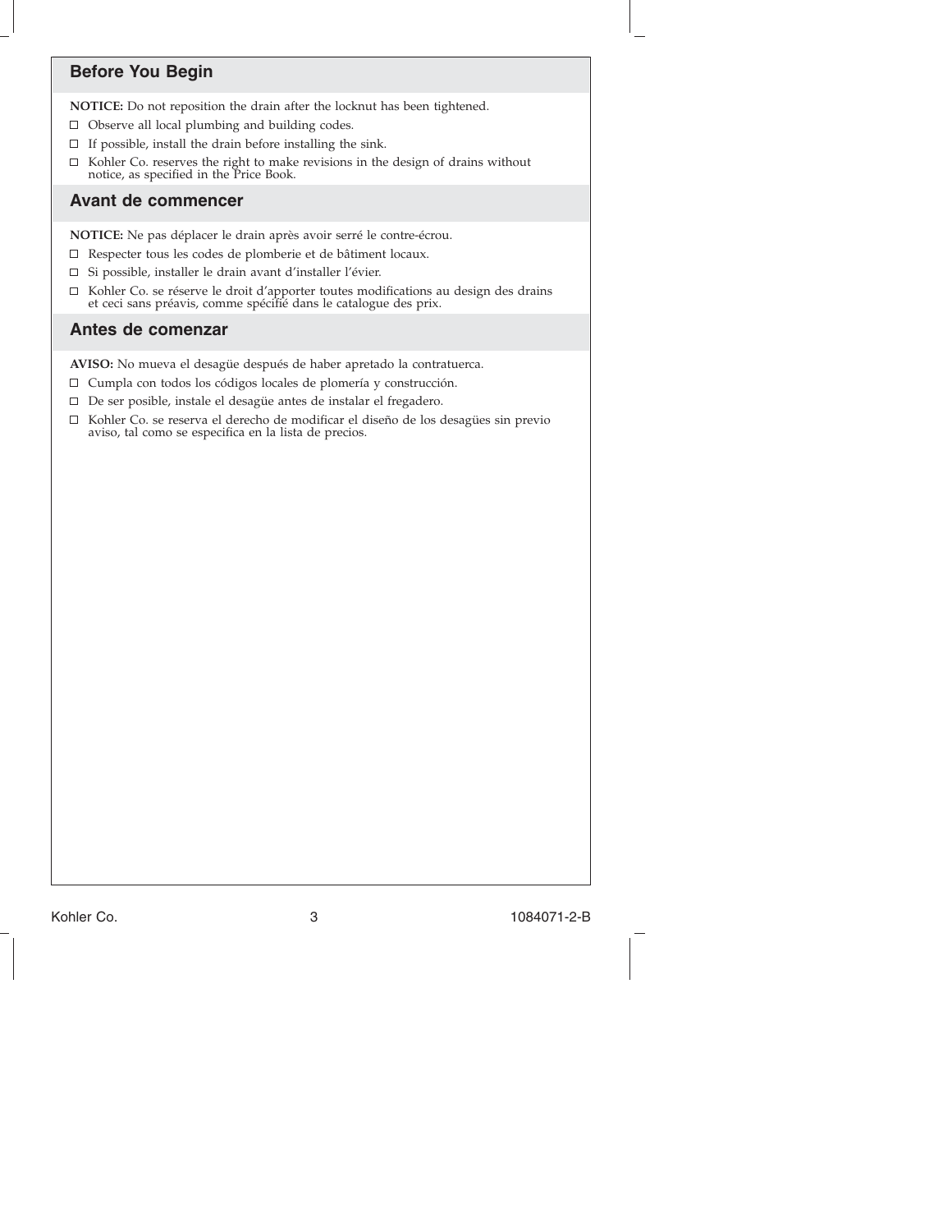## Before You Begin

**NOTICE:** Do not reposition the drain after the locknut has been tightened.

- ☐ Observe all local plumbing and building codes.
- ☐ If possible, install the drain before installing the sink.
- ☐ Kohler Co. reserves the right to make revisions in the design of drains without notice, as specified in the Price Book.

## Avant de commencer

**NOTICE:** Ne pas déplacer le drain après avoir serré le contre-écrou.

- ☐ Respecter tous les codes de plomberie et de bâtiment locaux.
- ☐ Si possible, installer le drain avant d'installer l'évier.
- ☐ Kohler Co. se réserve le droit d'apporter toutes modifications au design des drains et ceci sans préavis, comme spécifié dans le catalogue des prix.

## Antes de comenzar

**AVISO:** No mueva el desagüe después de haber apretado la contratuerca.

- ☐ Cumpla con todos los códigos locales de plomería y construcción.
- ☐ De ser posible, instale el desagüe antes de instalar el fregadero.
- ☐ Kohler Co. se reserva el derecho de modificar el diseño de los desagües sin previo aviso, tal como se especifica en la lista de precios.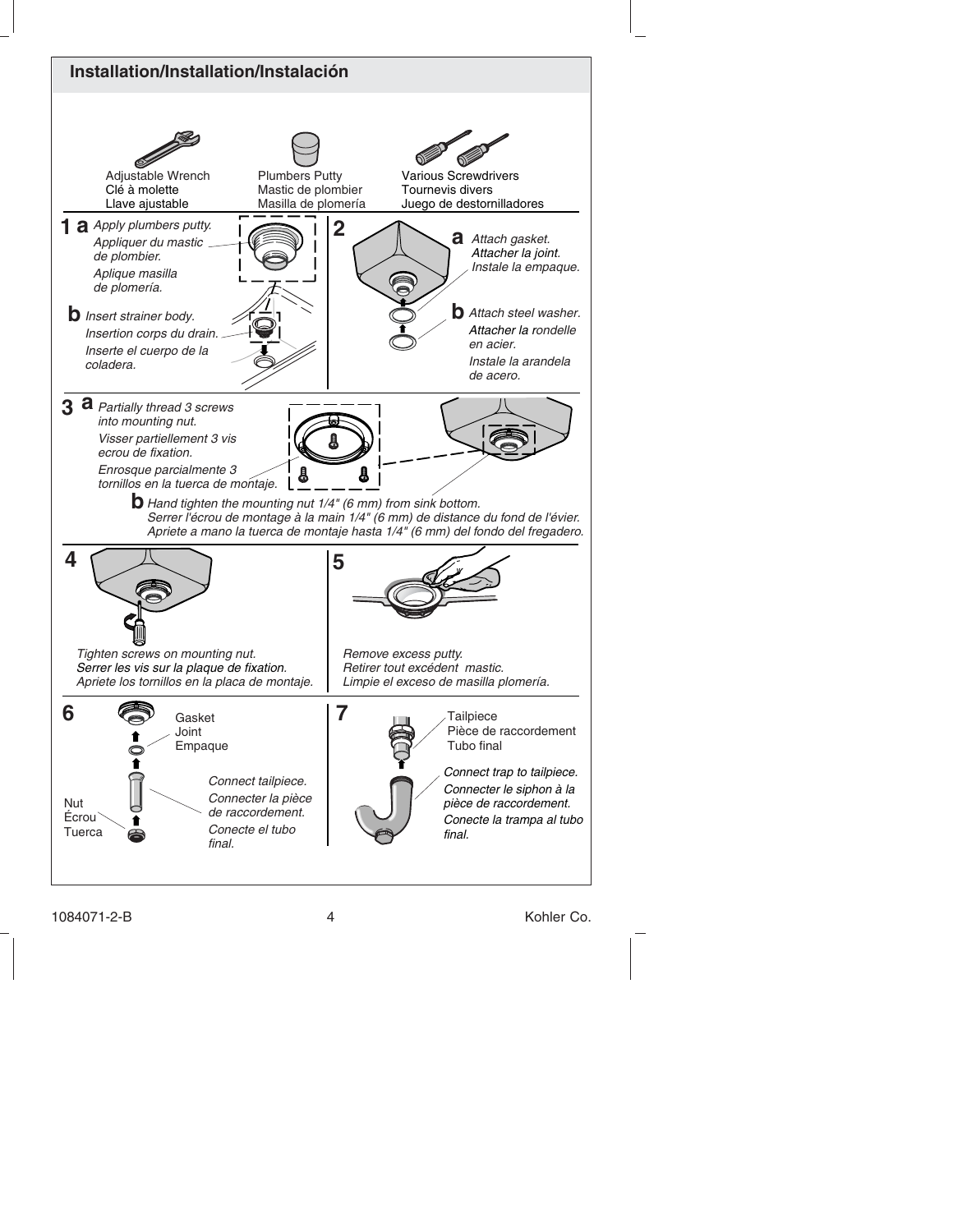## Installation/Installation/Instalación

Adjustable Wrench
Clé à molette
Llave ajustable

Plumbers Putty
Mastic de plombier
Masilla de plomería

Various Screwdrivers
Tournevis divers
Juego de destornilladores

**1 a** *Apply plumbers putty.*
*Appliquer du mastic de plombier.*
*Aplique masilla de plomería.*

**b** *Insert strainer body.*
*Insertion corps du drain.*
*Inserte el cuerpo de la coladera.*

**2**

**a** *Attach gasket.*
*Attacher la joint.*
*Instale la empaque.*

**b** *Attach steel washer.*
*Attacher la rondelle en acier.*
*Instale la arandela de acero.*

**3 a** *Partially thread 3 screws into mounting nut.*
*Visser partiellement 3 vis ecrou de fixation.*
*Enrosque parcialmente 3 tornillos en la tuerca de montaje.*

**b** *Hand tighten the mounting nut 1/4" (6 mm) from sink bottom.*
*Serrer l'écrou de montage à la main 1/4" (6 mm) de distance du fond de l'évier.*
*Apriete a mano la tuerca de montaje hasta 1/4" (6 mm) del fondo del fregadero.*

**4**

*Tighten screws on mounting nut.*
*Serrer les vis sur la plaque de fixation.*
*Apriete los tornillos en la placa de montaje.*

**5**

*Remove excess putty.*
*Retirer tout excédent mastic.*
*Limpie el exceso de masilla plomería.*

**6**

Gasket
Joint
Empaque

*Connect tailpiece.*
*Connecter la pièce de raccordement.*
*Conecte el tubo final.*

Nut
Écrou
Tuerca

**7**

Tailpiece
Pièce de raccordement
Tubo final

*Connect trap to tailpiece.*
*Connecter le siphon à la pièce de raccordement.*
*Conecte la trampa al tubo final.*

1084071-2-B

Kohler Co.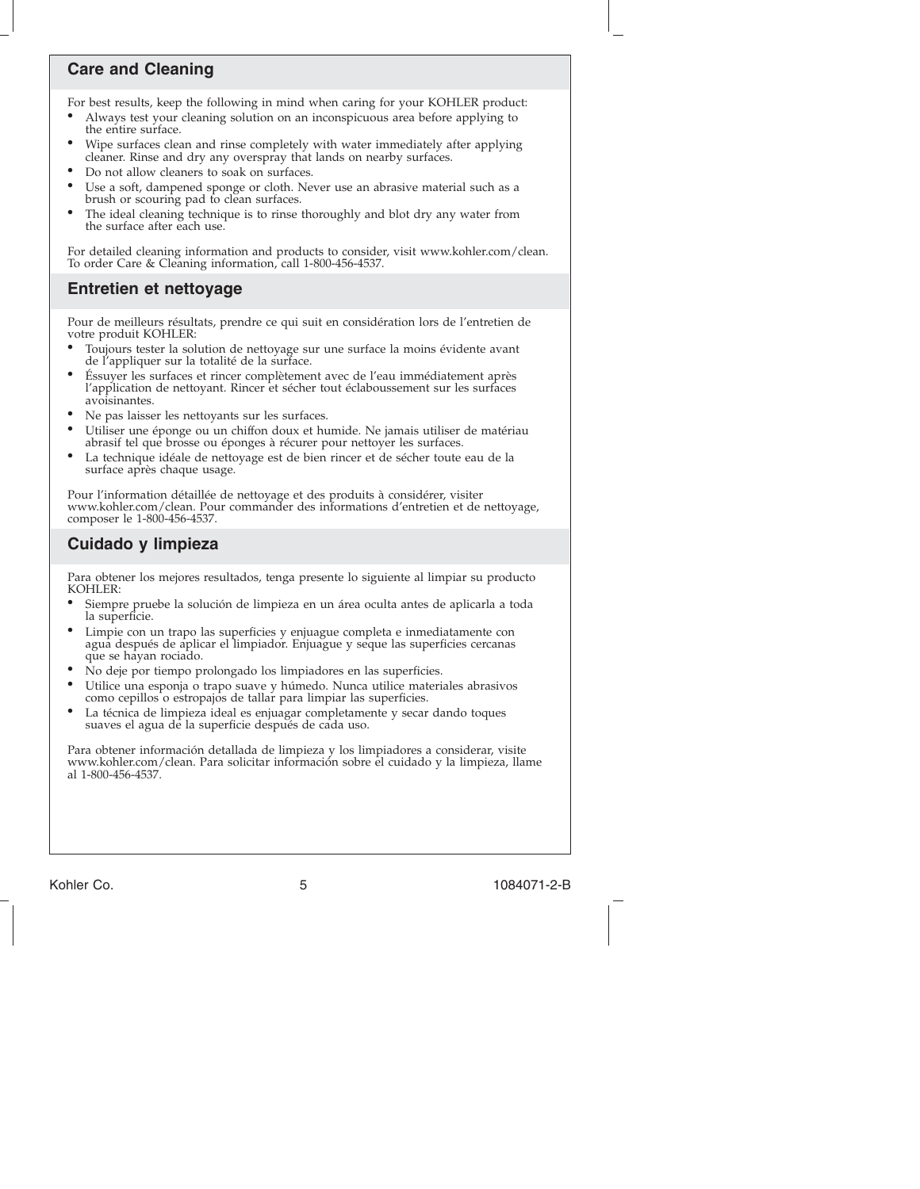## Care and Cleaning

For best results, keep the following in mind when caring for your KOHLER product:

- Always test your cleaning solution on an inconspicuous area before applying to the entire surface.
- Wipe surfaces clean and rinse completely with water immediately after applying cleaner. Rinse and dry any overspray that lands on nearby surfaces.
- Do not allow cleaners to soak on surfaces.
- Use a soft, dampened sponge or cloth. Never use an abrasive material such as a brush or scouring pad to clean surfaces.
- The ideal cleaning technique is to rinse thoroughly and blot dry any water from the surface after each use.

For detailed cleaning information and products to consider, visit www.kohler.com/clean. To order Care & Cleaning information, call 1-800-456-4537.

## Entretien et nettoyage

Pour de meilleurs résultats, prendre ce qui suit en considération lors de l'entretien de votre produit KOHLER:

- Toujours tester la solution de nettoyage sur une surface la moins évidente avant de l'appliquer sur la totalité de la surface.
- Éssuyer les surfaces et rincer complètement avec de l'eau immédiatement après l'application de nettoyant. Rincer et sécher tout éclaboussement sur les surfaces avoisinantes.
- Ne pas laisser les nettoyants sur les surfaces.
- Utiliser une éponge ou un chiffon doux et humide. Ne jamais utiliser de matériau abrasif tel que brosse ou éponges à récurer pour nettoyer les surfaces.
- La technique idéale de nettoyage est de bien rincer et de sécher toute eau de la surface après chaque usage.

Pour l'information détaillée de nettoyage et des produits à considérer, visiter www.kohler.com/clean. Pour commander des informations d'entretien et de nettoyage, composer le 1-800-456-4537.

## Cuidado y limpieza

Para obtener los mejores resultados, tenga presente lo siguiente al limpiar su producto KOHLER:

- Siempre pruebe la solución de limpieza en un área oculta antes de aplicarla a toda la superficie.
- Limpie con un trapo las superficies y enjuague completa e inmediatamente con agua después de aplicar el limpiador. Enjuague y seque las superficies cercanas que se hayan rociado.
- No deje por tiempo prolongado los limpiadores en las superficies.
- Utilice una esponja o trapo suave y húmedo. Nunca utilice materiales abrasivos como cepillos o estropajos de tallar para limpiar las superficies.
- La técnica de limpieza ideal es enjuagar completamente y secar dando toques suaves el agua de la superficie después de cada uso.

Para obtener información detallada de limpieza y los limpiadores a considerar, visite www.kohler.com/clean. Para solicitar información sobre el cuidado y la limpieza, llame al 1-800-456-4537.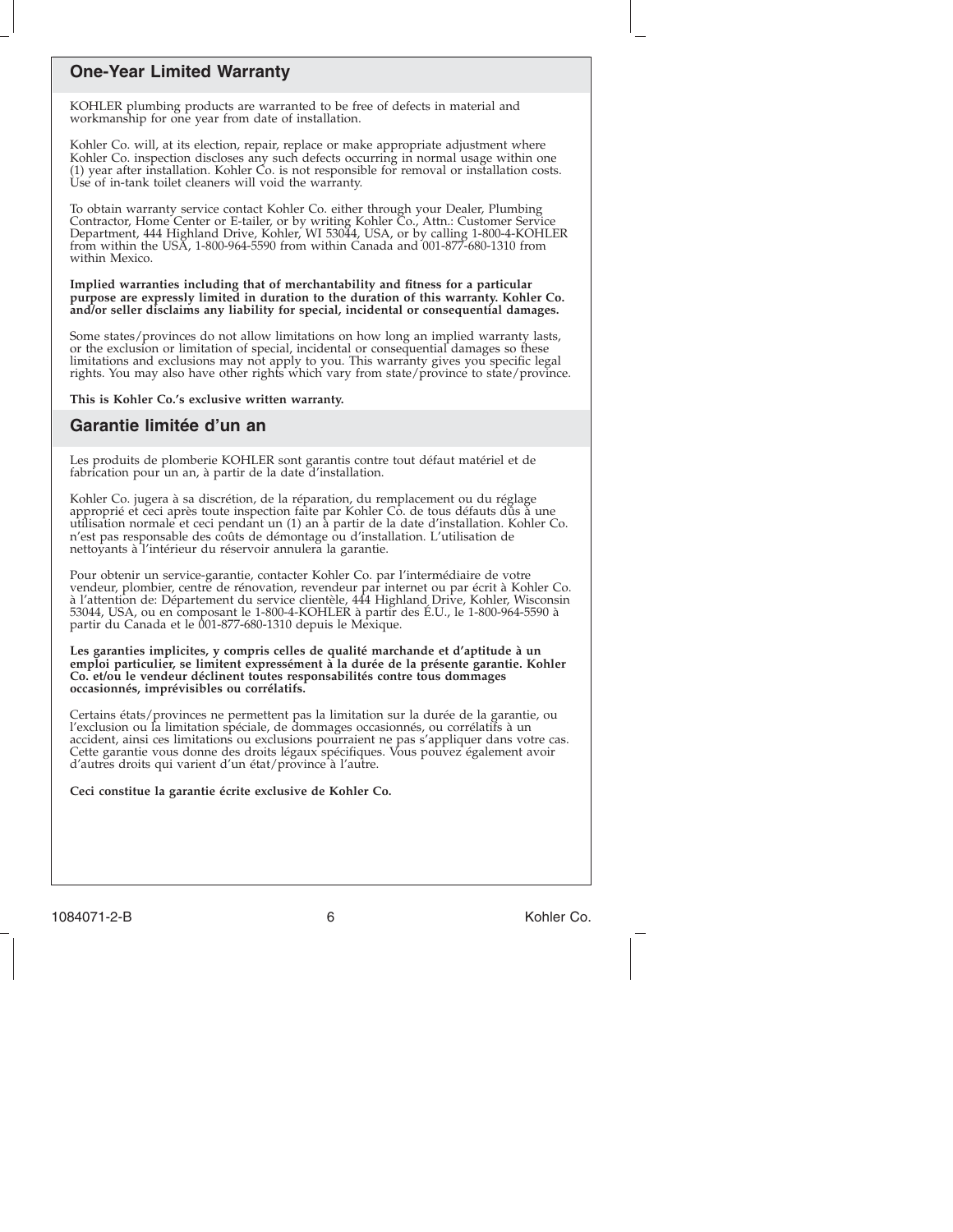## One-Year Limited Warranty

KOHLER plumbing products are warranted to be free of defects in material and workmanship for one year from date of installation.

Kohler Co. will, at its election, repair, replace or make appropriate adjustment where Kohler Co. inspection discloses any such defects occurring in normal usage within one (1) year after installation. Kohler Co. is not responsible for removal or installation costs. Use of in-tank toilet cleaners will void the warranty.

To obtain warranty service contact Kohler Co. either through your Dealer, Plumbing Contractor, Home Center or E-tailer, or by writing Kohler Co., Attn.: Customer Service Department, 444 Highland Drive, Kohler, WI 53044, USA, or by calling 1-800-4-KOHLER from within the USA, 1-800-964-5590 from within Canada and 001-877-680-1310 from within Mexico.

**Implied warranties including that of merchantability and fitness for a particular purpose are expressly limited in duration to the duration of this warranty. Kohler Co. and/or seller disclaims any liability for special, incidental or consequential damages.**

Some states/provinces do not allow limitations on how long an implied warranty lasts, or the exclusion or limitation of special, incidental or consequential damages so these limitations and exclusions may not apply to you. This warranty gives you specific legal rights. You may also have other rights which vary from state/province to state/province.

**This is Kohler Co.'s exclusive written warranty.**

## Garantie limitée d'un an

Les produits de plomberie KOHLER sont garantis contre tout défaut matériel et de fabrication pour un an, à partir de la date d'installation.

Kohler Co. jugera à sa discrétion, de la réparation, du remplacement ou du réglage approprié et ceci après toute inspection faite par Kohler Co. de tous défauts dûs à une utilisation normale et ceci pendant un (1) an à partir de la date d'installation. Kohler Co. n'est pas responsable des coûts de démontage ou d'installation. L'utilisation de nettoyants à l'intérieur du réservoir annulera la garantie.

Pour obtenir un service-garantie, contacter Kohler Co. par l'intermédiaire de votre vendeur, plombier, centre de rénovation, revendeur par internet ou par écrit à Kohler Co. à l'attention de: Département du service clientèle, 444 Highland Drive, Kohler, Wisconsin 53044, USA, ou en composant le 1-800-4-KOHLER à partir des É.U., le 1-800-964-5590 à partir du Canada et le 001-877-680-1310 depuis le Mexique.

**Les garanties implicites, y compris celles de qualité marchande et d'aptitude à un emploi particulier, se limitent expressément à la durée de la présente garantie. Kohler Co. et/ou le vendeur déclinent toutes responsabilités contre tous dommages occasionnés, imprévisibles ou corrélatifs.**

Certains états/provinces ne permettent pas la limitation sur la durée de la garantie, ou l'exclusion ou la limitation spéciale, de dommages occasionnés, ou corrélatifs à un accident, ainsi ces limitations ou exclusions pourraient ne pas s'appliquer dans votre cas. Cette garantie vous donne des droits légaux spécifiques. Vous pouvez également avoir d'autres droits qui varient d'un état/province à l'autre.

**Ceci constitue la garantie écrite exclusive de Kohler Co.**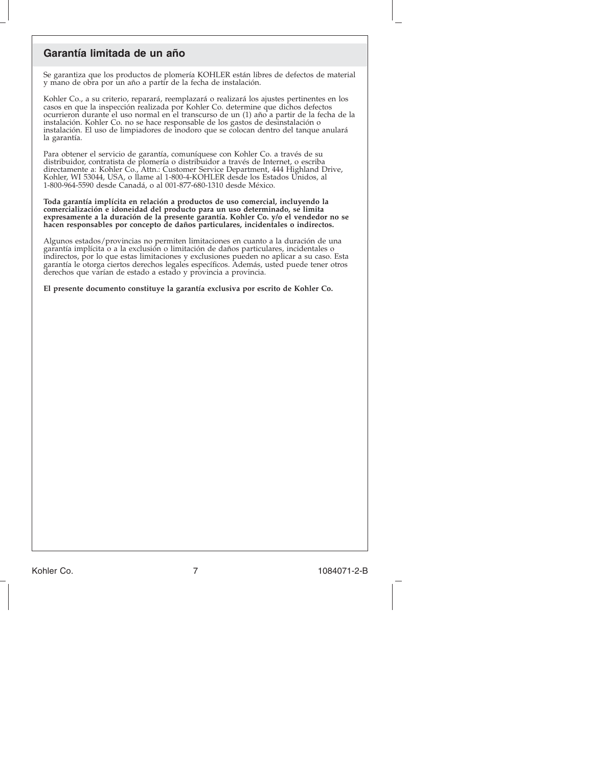## Garantía limitada de un año

Se garantiza que los productos de plomería KOHLER están libres de defectos de material y mano de obra por un año a partir de la fecha de instalación.

Kohler Co., a su criterio, reparará, reemplazará o realizará los ajustes pertinentes en los casos en que la inspección realizada por Kohler Co. determine que dichos defectos ocurrieron durante el uso normal en el transcurso de un (1) año a partir de la fecha de la instalación. Kohler Co. no se hace responsable de los gastos de desinstalación o instalación. El uso de limpiadores de inodoro que se colocan dentro del tanque anulará la garantía.

Para obtener el servicio de garantía, comuníquese con Kohler Co. a través de su distribuidor, contratista de plomería o distribuidor a través de Internet, o escriba directamente a: Kohler Co., Attn.: Customer Service Department, 444 Highland Drive, Kohler, WI 53044, USA, o llame al 1-800-4-KOHLER desde los Estados Unidos, al 1-800-964-5590 desde Canadá, o al 001-877-680-1310 desde México.

**Toda garantía implícita en relación a productos de uso comercial, incluyendo la comercialización e idoneidad del producto para un uso determinado, se limita expresamente a la duración de la presente garantía. Kohler Co. y/o el vendedor no se hacen responsables por concepto de daños particulares, incidentales o indirectos.**

Algunos estados/provincias no permiten limitaciones en cuanto a la duración de una garantía implícita o a la exclusión o limitación de daños particulares, incidentales o indirectos, por lo que estas limitaciones y exclusiones pueden no aplicar a su caso. Esta garantía le otorga ciertos derechos legales específicos. Además, usted puede tener otros derechos que varían de estado a estado y provincia a provincia.

**El presente documento constituye la garantía exclusiva por escrito de Kohler Co.**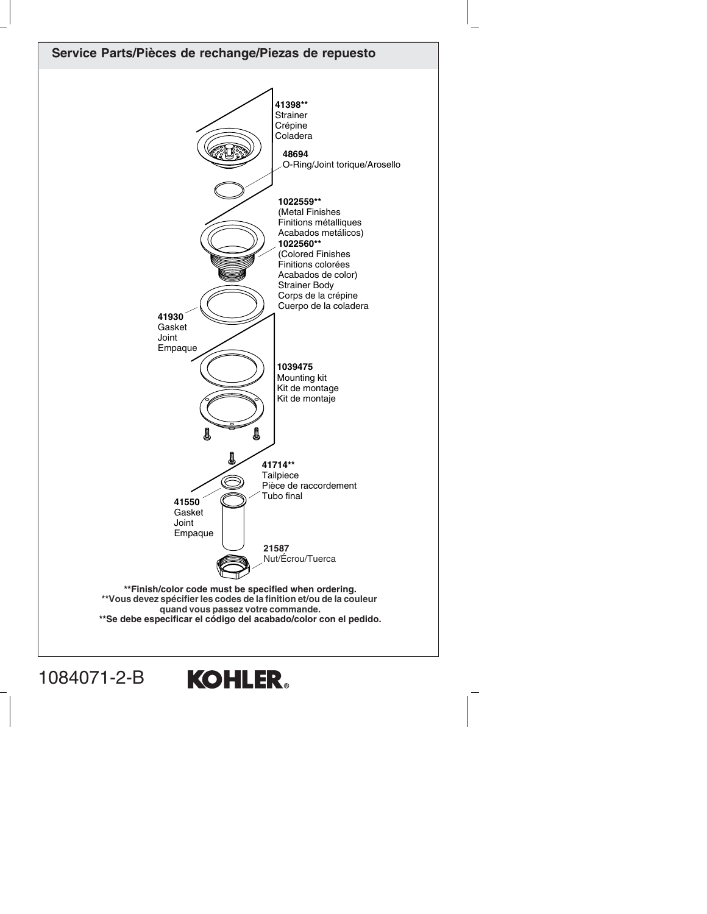## Service Parts/Pièces de rechange/Piezas de repuesto

**41398****
Strainer
Crépine
Coladera

**48694**
O-Ring/Joint torique/Arosello

**1022559****
(Metal Finishes
Finitions métalliques
Acabados metálicos)
**1022560****
(Colored Finishes
Finitions colorées
Acabados de color)
Strainer Body
Corps de la crépine
Cuerpo de la coladera

**41930**
Gasket
Joint
Empaque

**1039475**
Mounting kit
Kit de montage
Kit de montaje

**41714****
Tailpiece
Pièce de raccordement
Tubo final

**41550**
Gasket
Joint
Empaque

**21587**
Nut/Écrou/Tuerca

****Finish/color code must be specified when ordering.**
****Vous devez spécifier les codes de la finition et/ou de la couleur quand vous passez votre commande.**
****Se debe especificar el código del acabado/color con el pedido.**

1084071-2-B

KOHLER®